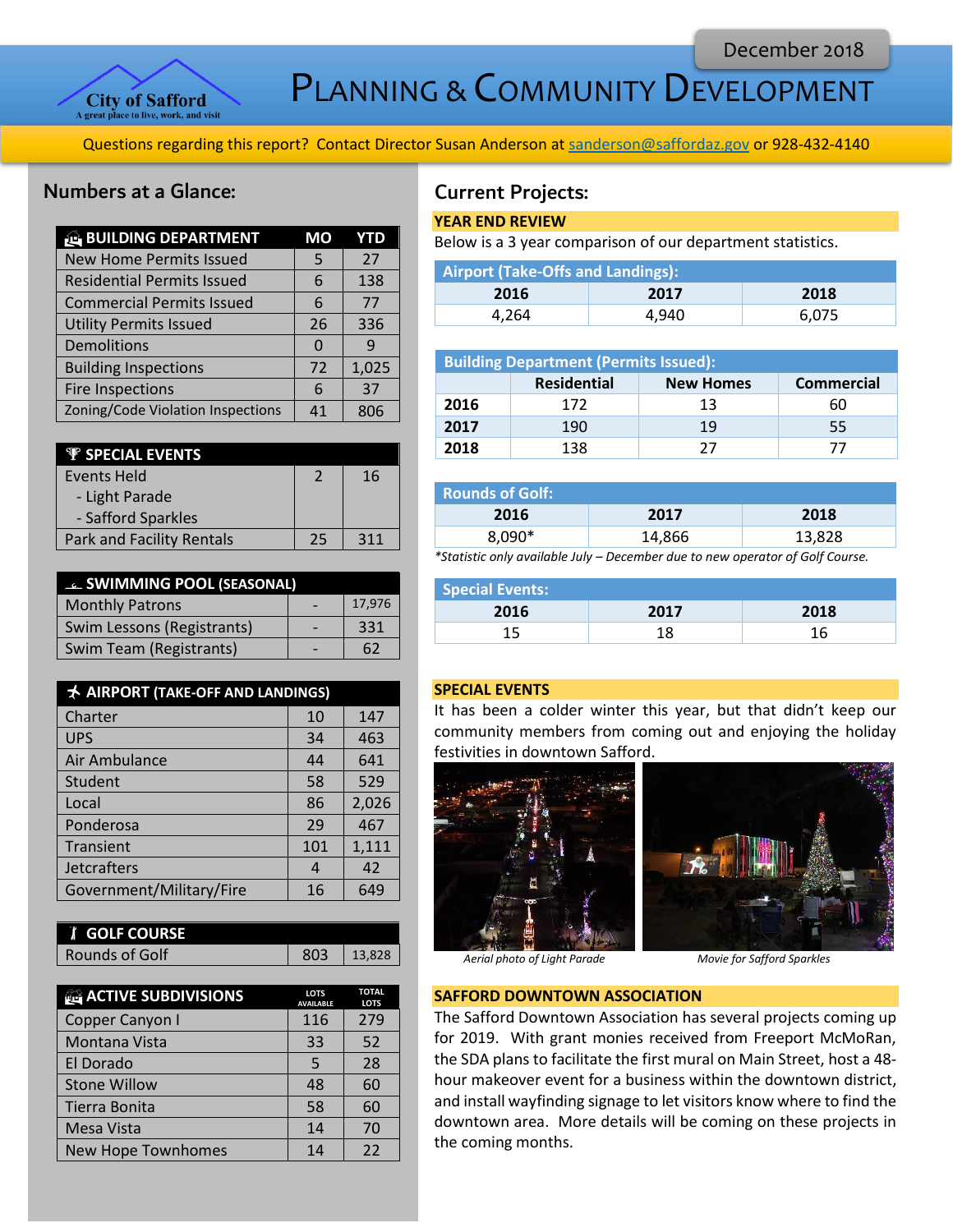December 2018

City of Safford
A great place to live, work, and visit

# Planning & Community Development

Questions regarding this report? Contact Director Susan Anderson at sanderson@saffordaz.gov or 928-432-4140

## Numbers at a Glance:

| BUILDING DEPARTMENT | MO | YTD |
|---|---|---|
| New Home Permits Issued | 5 | 27 |
| Residential Permits Issued | 6 | 138 |
| Commercial Permits Issued | 6 | 77 |
| Utility Permits Issued | 26 | 336 |
| Demolitions | 0 | 9 |
| Building Inspections | 72 | 1,025 |
| Fire Inspections | 6 | 37 |
| Zoning/Code Violation Inspections | 41 | 806 |

| SPECIAL EVENTS | | |
|---|---|---|
| Events Held<br>- Light Parade<br>- Safford Sparkles | 2 | 16 |
| Park and Facility Rentals | 25 | 311 |

| SWIMMING POOL (SEASONAL) | | |
|---|---|---|
| Monthly Patrons | - | 17,976 |
| Swim Lessons (Registrants) | - | 331 |
| Swim Team (Registrants) | - | 62 |

| AIRPORT (TAKE-OFF AND LANDINGS) | | |
|---|---|---|
| Charter | 10 | 147 |
| UPS | 34 | 463 |
| Air Ambulance | 44 | 641 |
| Student | 58 | 529 |
| Local | 86 | 2,026 |
| Ponderosa | 29 | 467 |
| Transient | 101 | 1,111 |
| Jetcrafters | 4 | 42 |
| Government/Military/Fire | 16 | 649 |

| GOLF COURSE | | |
|---|---|---|
| Rounds of Golf | 803 | 13,828 |

| ACTIVE SUBDIVISIONS | LOTS AVAILABLE | TOTAL LOTS |
|---|---|---|
| Copper Canyon I | 116 | 279 |
| Montana Vista | 33 | 52 |
| El Dorado | 5 | 28 |
| Stone Willow | 48 | 60 |
| Tierra Bonita | 58 | 60 |
| Mesa Vista | 14 | 70 |
| New Hope Townhomes | 14 | 22 |

## Current Projects:

### YEAR END REVIEW

Below is a 3 year comparison of our department statistics.

**Airport (Take-Offs and Landings):**

| 2016 | 2017 | 2018 |
|---|---|---|
| 4,264 | 4,940 | 6,075 |

**Building Department (Permits Issued):**

| | Residential | New Homes | Commercial |
|---|---|---|---|
| 2016 | 172 | 13 | 60 |
| 2017 | 190 | 19 | 55 |
| 2018 | 138 | 27 | 77 |

**Rounds of Golf:**

| 2016 | 2017 | 2018 |
|---|---|---|
| 8,090* | 14,866 | 13,828 |

*Statistic only available July – December due to new operator of Golf Course.*

**Special Events:**

| 2016 | 2017 | 2018 |
|---|---|---|
| 15 | 18 | 16 |

### SPECIAL EVENTS

It has been a colder winter this year, but that didn't keep our community members from coming out and enjoying the holiday festivities in downtown Safford.

*Aerial photo of Light Parade*

*Movie for Safford Sparkles*

### SAFFORD DOWNTOWN ASSOCIATION

The Safford Downtown Association has several projects coming up for 2019. With grant monies received from Freeport McMoRan, the SDA plans to facilitate the first mural on Main Street, host a 48-hour makeover event for a business within the downtown district, and install wayfinding signage to let visitors know where to find the downtown area. More details will be coming on these projects in the coming months.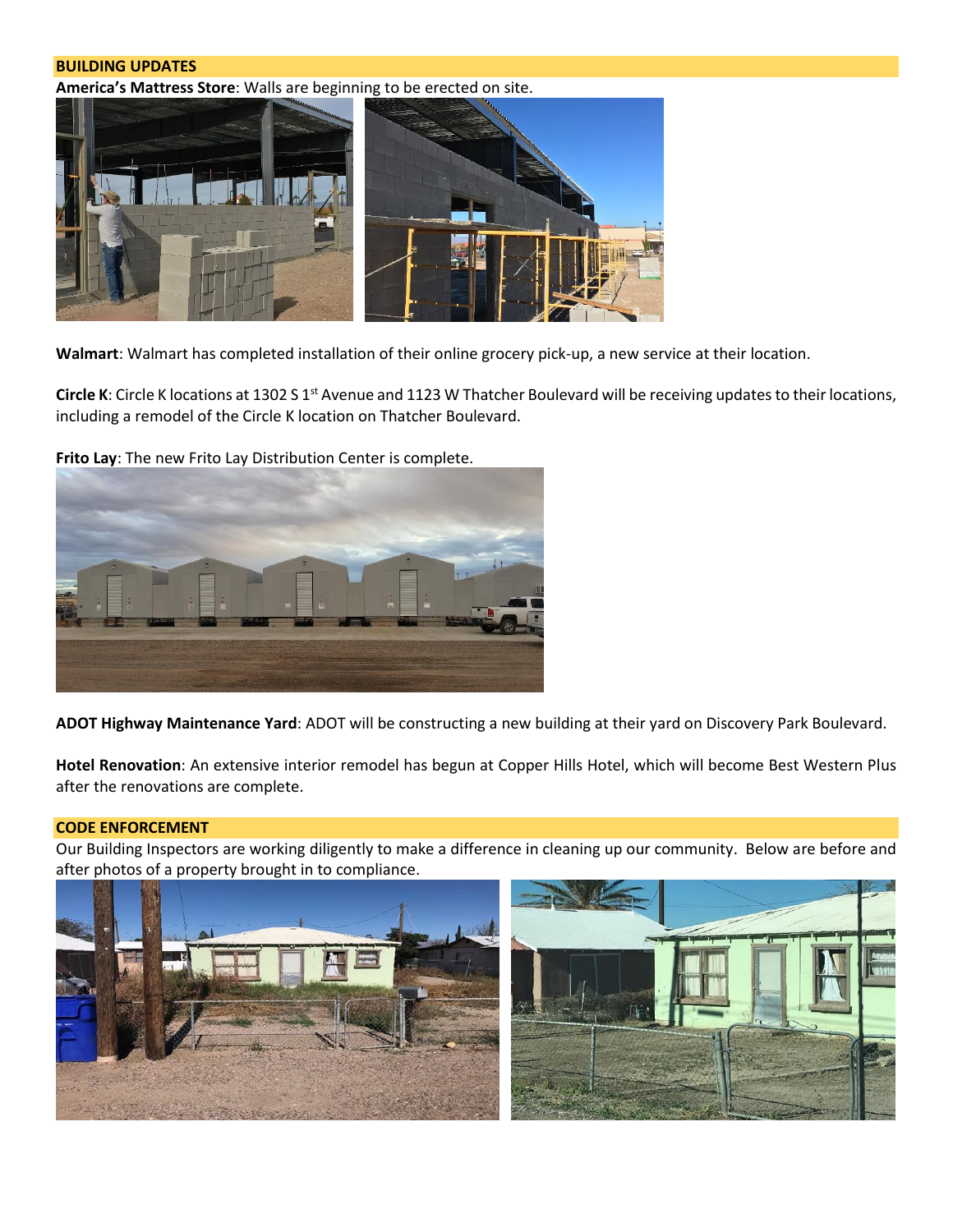## BUILDING UPDATES

**America's Mattress Store**: Walls are beginning to be erected on site.

**Walmart**: Walmart has completed installation of their online grocery pick-up, a new service at their location.

**Circle K**: Circle K locations at 1302 S 1st Avenue and 1123 W Thatcher Boulevard will be receiving updates to their locations, including a remodel of the Circle K location on Thatcher Boulevard.

**Frito Lay**: The new Frito Lay Distribution Center is complete.

**ADOT Highway Maintenance Yard**: ADOT will be constructing a new building at their yard on Discovery Park Boulevard.

**Hotel Renovation**: An extensive interior remodel has begun at Copper Hills Hotel, which will become Best Western Plus after the renovations are complete.

## CODE ENFORCEMENT

Our Building Inspectors are working diligently to make a difference in cleaning up our community. Below are before and after photos of a property brought in to compliance.